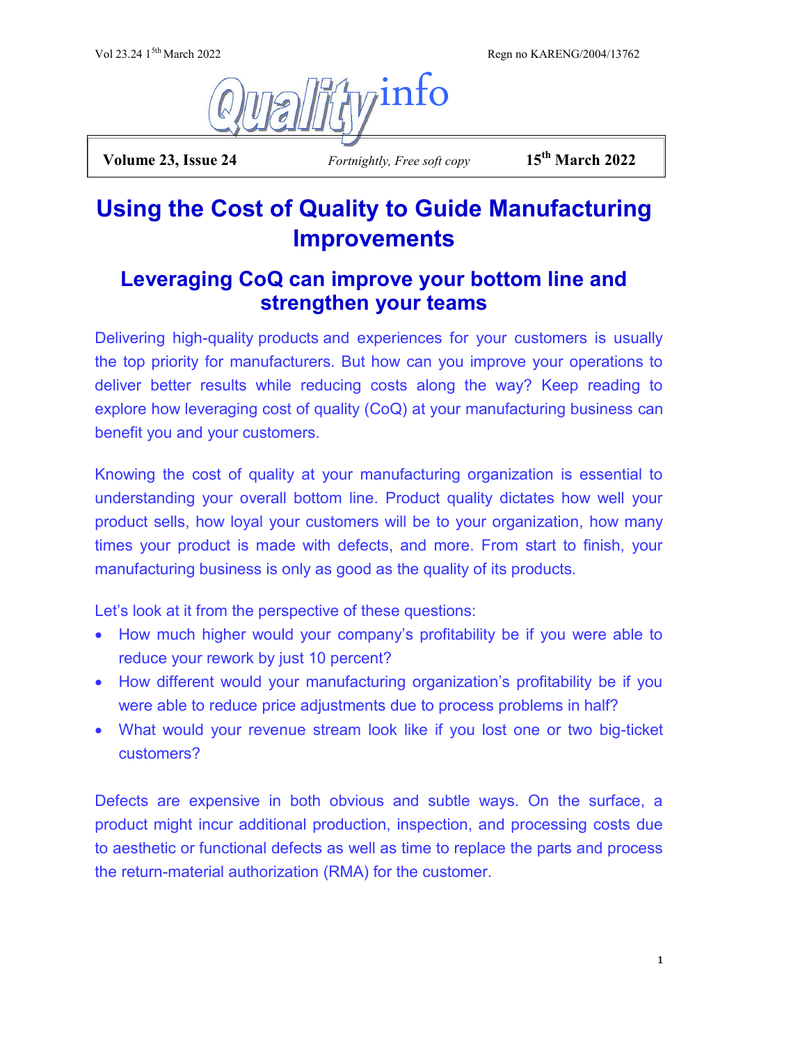# Using the Cost of Quality to Guide Manufacturing Improvements

## Leveraging CoQ can improve your bottom line and strengthen your teams

Delivering high-quality products and experiences for your customers is usually the top priority for manufacturers. But how can you improve your operations to deliver better results while reducing costs along the way? Keep reading to explore how leveraging cost of quality (CoQ) at your manufacturing business can benefit you and your customers.

Knowing the cost of quality at your manufacturing organization is essential to understanding your overall bottom line. Product quality dictates how well your product sells, how loyal your customers will be to your organization, how many times your product is made with defects, and more. From start to finish, your manufacturing business is only as good as the quality of its products.

Let's look at it from the perspective of these questions:

- How much higher would your company's profitability be if you were able to reduce your rework by just 10 percent?
- How different would your manufacturing organization's profitability be if you were able to reduce price adjustments due to process problems in half?
- What would your revenue stream look like if you lost one or two big-ticket customers?

Defects are expensive in both obvious and subtle ways. On the surface, a product might incur additional production, inspection, and processing costs due to aesthetic or functional defects as well as time to replace the parts and process the return-material authorization (RMA) for the customer.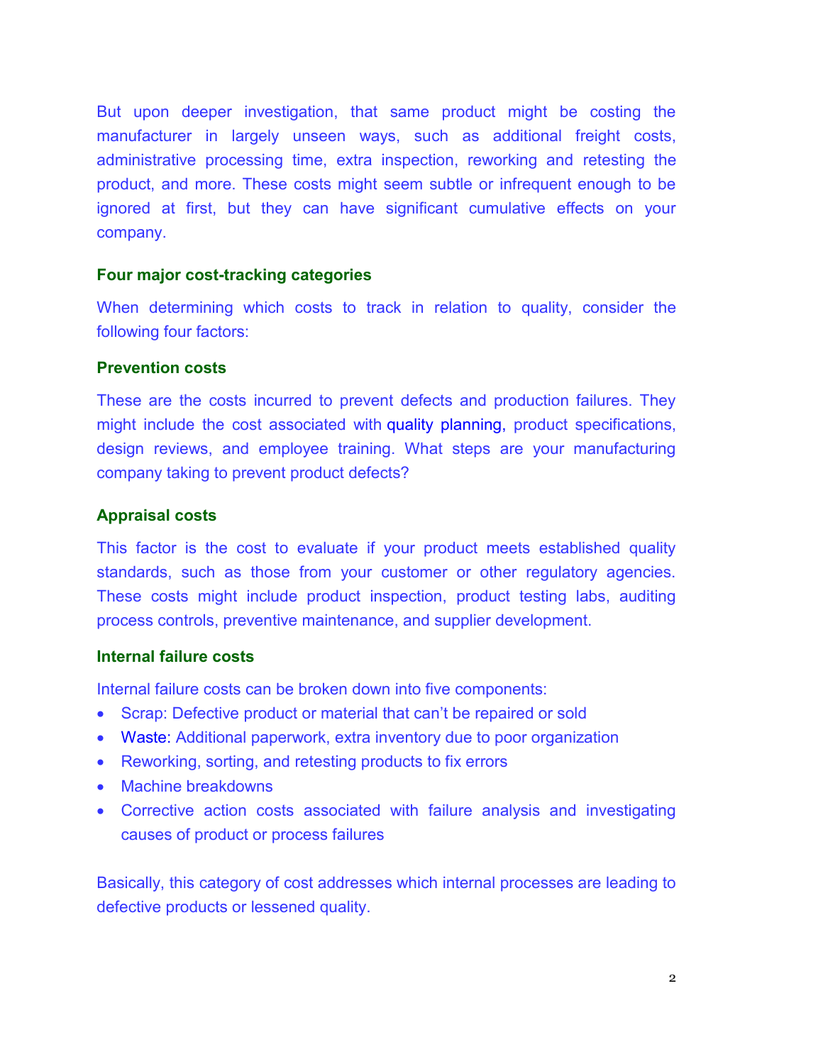But upon deeper investigation, that same product might be costing the manufacturer in largely unseen ways, such as additional freight costs, administrative processing time, extra inspection, reworking and retesting the product, and more. These costs might seem subtle or infrequent enough to be ignored at first, but they can have significant cumulative effects on your company.

### Four major cost-tracking categories

When determining which costs to track in relation to quality, consider the following four factors:

### Prevention costs

These are the costs incurred to prevent defects and production failures. They might include the cost associated with quality planning, product specifications, design reviews, and employee training. What steps are your manufacturing company taking to prevent product defects?

### Appraisal costs

This factor is the cost to evaluate if your product meets established quality standards, such as those from your customer or other regulatory agencies. These costs might include product inspection, product testing labs, auditing process controls, preventive maintenance, and supplier development.

### Internal failure costs

Internal failure costs can be broken down into five components:

- Scrap: Defective product or material that can't be repaired or sold
- Waste: Additional paperwork, extra inventory due to poor organization
- Reworking, sorting, and retesting products to fix errors
- Machine breakdowns
- Corrective action costs associated with failure analysis and investigating causes of product or process failures

Basically, this category of cost addresses which internal processes are leading to defective products or lessened quality.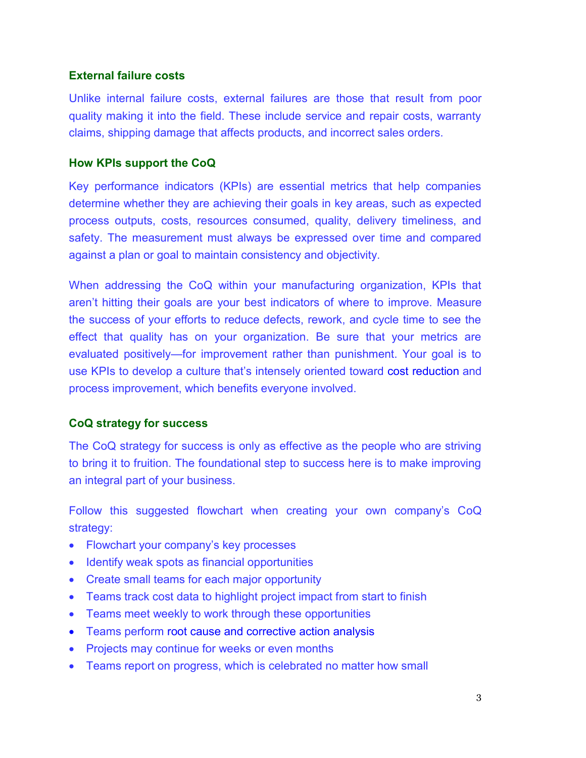### External failure costs

Unlike internal failure costs, external failures are those that result from poor quality making it into the field. These include service and repair costs, warranty claims, shipping damage that affects products, and incorrect sales orders.

### How KPIs support the CoQ

Key performance indicators (KPIs) are essential metrics that help companies determine whether they are achieving their goals in key areas, such as expected process outputs, costs, resources consumed, quality, delivery timeliness, and safety. The measurement must always be expressed over time and compared against a plan or goal to maintain consistency and objectivity.

When addressing the CoQ within your manufacturing organization, KPIs that aren't hitting their goals are your best indicators of where to improve. Measure the success of your efforts to reduce defects, rework, and cycle time to see the effect that quality has on your organization. Be sure that your metrics are evaluated positively—for improvement rather than punishment. Your goal is to use KPIs to develop a culture that's intensely oriented toward cost reduction and process improvement, which benefits everyone involved.

### CoQ strategy for success

The CoQ strategy for success is only as effective as the people who are striving to bring it to fruition. The foundational step to success here is to make improving an integral part of your business.

Follow this suggested flowchart when creating your own company's CoQ strategy:

- Flowchart your company's key processes
- Identify weak spots as financial opportunities
- Create small teams for each major opportunity
- Teams track cost data to highlight project impact from start to finish
- Teams meet weekly to work through these opportunities
- Teams perform root cause and corrective action analysis
- Projects may continue for weeks or even months
- Teams report on progress, which is celebrated no matter how small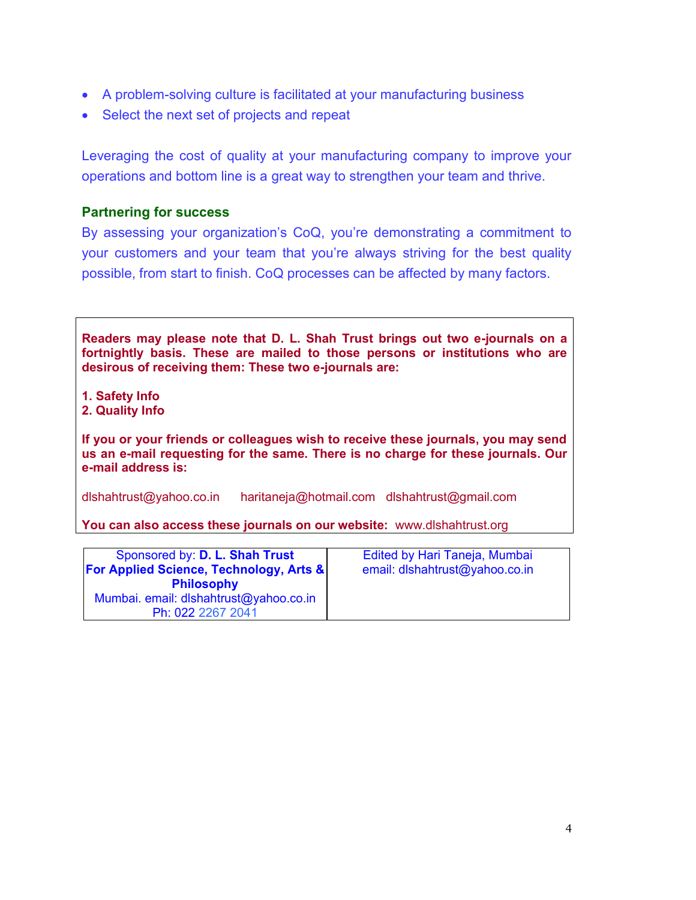- A problem-solving culture is facilitated at your manufacturing business
- Select the next set of projects and repeat

Leveraging the cost of quality at your manufacturing company to improve your operations and bottom line is a great way to strengthen your team and thrive.

### Partnering for success

By assessing your organization's CoQ, you're demonstrating a commitment to your customers and your team that you're always striving for the best quality possible, from start to finish. CoQ processes can be affected by many factors.

**Readers may please note that D. L. Shah Trust brings out two e-journals on a fortnightly basis. These are mailed to those persons or institutions who are desirous of receiving them: These two e-journals are:**

**1. Safety Info**
**2. Quality Info**

**If you or your friends or colleagues wish to receive these journals, you may send us an e-mail requesting for the same. There is no charge for these journals. Our e-mail address is:**

dlshahtrust@yahoo.co.in haritaneja@hotmail.com dlshahtrust@gmail.com

**You can also access these journals on our website:** www.dlshahtrust.org

| | |
|---|---|
| Sponsored by: **D. L. Shah Trust For Applied Science, Technology, Arts & Philosophy** Mumbai. email: dlshahtrust@yahoo.co.in Ph: 022 2267 2041 | Edited by Hari Taneja, Mumbai email: dlshahtrust@yahoo.co.in |